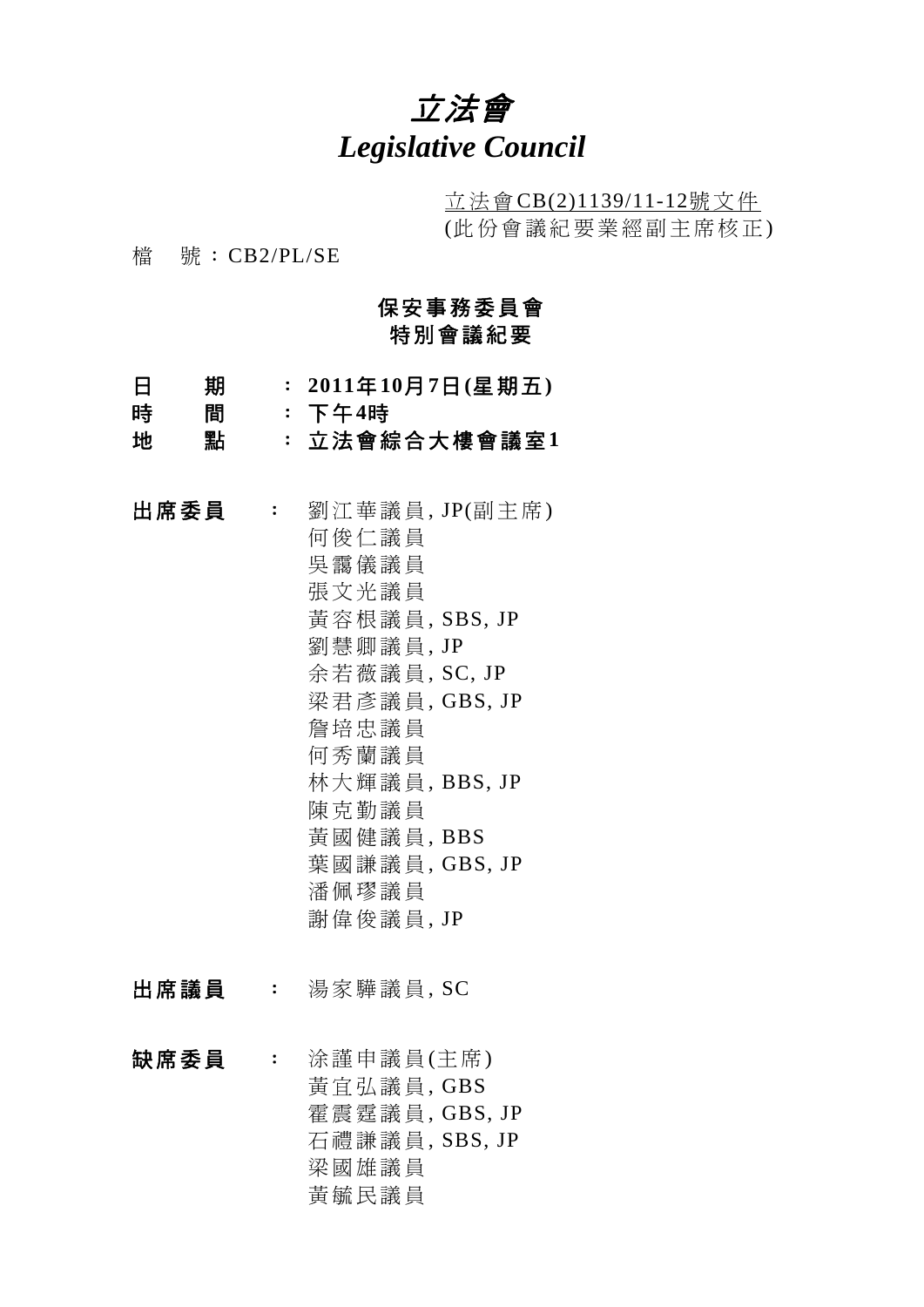# *立法會*
# *Legislative Council*

立法會CB(2)1139/11-12號文件
(此份會議紀要業經副主席核正)

檔　號：CB2/PL/SE

## 保安事務委員會
## 特別會議紀要

**日　　期　：2011年10月7日(星期五)**
**時　　間　：下午4時**
**地　　點　：立法會綜合大樓會議室1**

**出席委員　：** 劉江華議員, JP(副主席)
何俊仁議員
吳靄儀議員
張文光議員
黃容根議員, SBS, JP
劉慧卿議員, JP
余若薇議員, SC, JP
梁君彥議員, GBS, JP
詹培忠議員
何秀蘭議員
林大輝議員, BBS, JP
陳克勤議員
黃國健議員, BBS
葉國謙議員, GBS, JP
潘佩璆議員
謝偉俊議員, JP

**出席議員　：** 湯家驊議員, SC

**缺席委員　：** 涂謹申議員(主席)
黃宜弘議員, GBS
霍震霆議員, GBS, JP
石禮謙議員, SBS, JP
梁國雄議員
黃毓民議員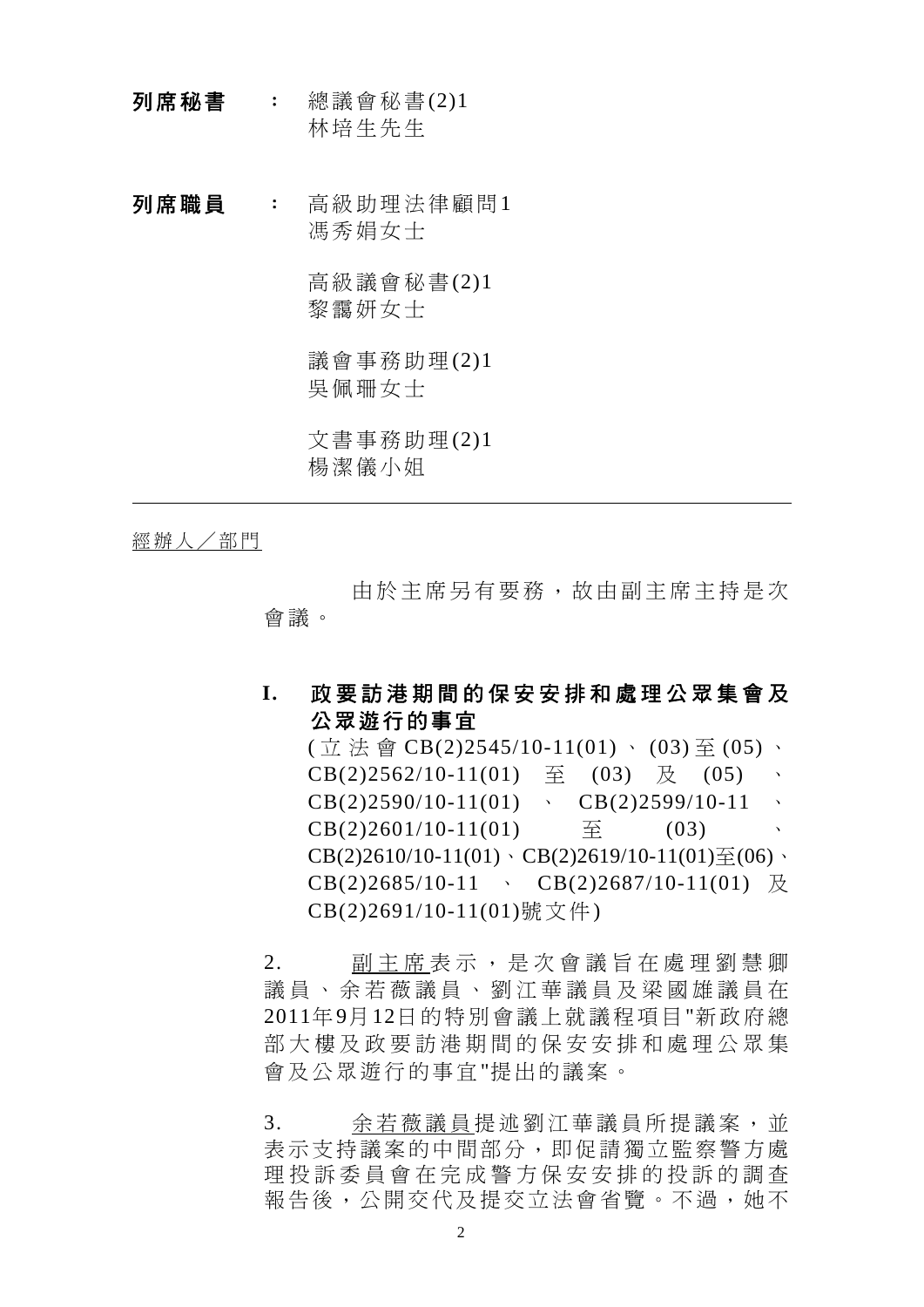**列席秘書** : 總議會秘書(2)1
林培生先生

**列席職員** : 高級助理法律顧問1
馮秀娟女士

高級議會秘書(2)1
黎靄妍女士

議會事務助理(2)1
吳佩珊女士

文書事務助理(2)1
楊潔儀小姐

---

經辦人／部門

由於主席另有要務，故由副主席主持是次會議。

## I. 政要訪港期間的保安安排和處理公眾集會及公眾遊行的事宜

(立法會CB(2)2545/10-11(01)、(03)至(05)、CB(2)2562/10-11(01) 至 (03) 及 (05) 、CB(2)2590/10-11(01) 、 CB(2)2599/10-11 、CB(2)2601/10-11(01) 至 (03) 、CB(2)2610/10-11(01)、CB(2)2619/10-11(01)至(06)、CB(2)2685/10-11 、 CB(2)2687/10-11(01) 及CB(2)2691/10-11(01)號文件)

2. 副主席表示，是次會議旨在處理劉慧卿議員、余若薇議員、劉江華議員及梁國雄議員在2011年9月12日的特別會議上就議程項目"新政府總部大樓及政要訪港期間的保安安排和處理公眾集會及公眾遊行的事宜"提出的議案。

3. 余若薇議員提述劉江華議員所提議案，並表示支持議案的中間部分，即促請獨立監察警方處理投訴委員會在完成警方保安安排的投訴的調查報告後，公開交代及提交立法會省覽。不過，她不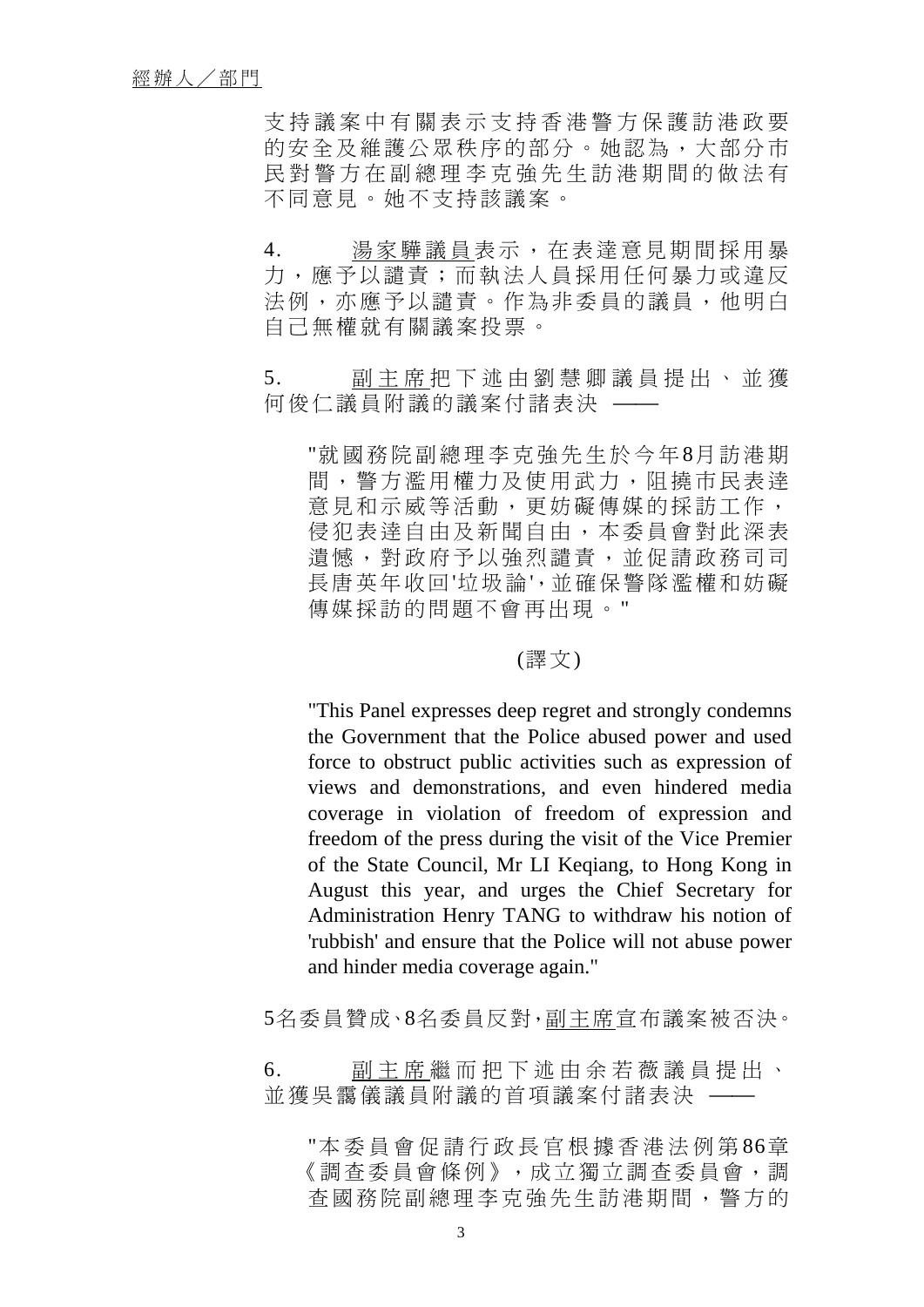經辦人／部門

支持議案中有關表示支持香港警方保護訪港政要的安全及維護公眾秩序的部分。她認為，大部分市民對警方在副總理李克強先生訪港期間的做法有不同意見。她不支持該議案。

4. 湯家驊議員表示，在表達意見期間採用暴力，應予以譴責；而執法人員採用任何暴力或違反法例，亦應予以譴責。作為非委員的議員，他明白自己無權就有關議案投票。

5. 副主席把下述由劉慧卿議員提出、並獲何俊仁議員附議的議案付諸表決 ——

"就國務院副總理李克強先生於今年8月訪港期間，警方濫用權力及使用武力，阻撓市民表達意見和示威等活動，更妨礙傳媒的採訪工作，侵犯表達自由及新聞自由，本委員會對此深表遺憾，對政府予以強烈譴責，並促請政務司司長唐英年收回'垃圾論'，並確保警隊濫權和妨礙傳媒採訪的問題不會再出現。"

(譯文)

"This Panel expresses deep regret and strongly condemns the Government that the Police abused power and used force to obstruct public activities such as expression of views and demonstrations, and even hindered media coverage in violation of freedom of expression and freedom of the press during the visit of the Vice Premier of the State Council, Mr LI Keqiang, to Hong Kong in August this year, and urges the Chief Secretary for Administration Henry TANG to withdraw his notion of 'rubbish' and ensure that the Police will not abuse power and hinder media coverage again."

5名委員贊成、8名委員反對，副主席宣布議案被否決。

6. 副主席繼而把下述由余若薇議員提出、並獲吳靄儀議員附議的首項議案付諸表決 ——

"本委員會促請行政長官根據香港法例第86章《調查委員會條例》，成立獨立調查委員會，調查國務院副總理李克強先生訪港期間，警方的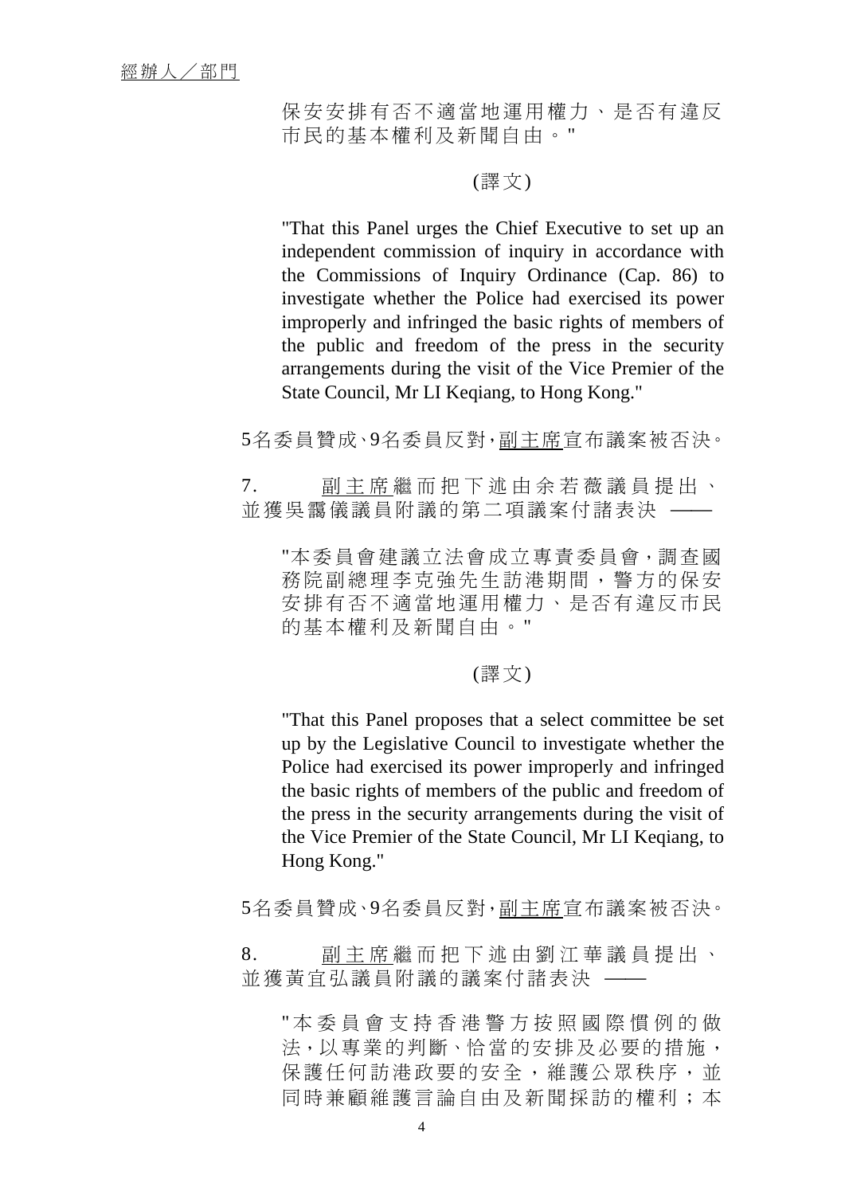經辦人／部門

保安安排有否不適當地運用權力、是否有違反市民的基本權利及新聞自由。"

(譯文)

"That this Panel urges the Chief Executive to set up an independent commission of inquiry in accordance with the Commissions of Inquiry Ordinance (Cap. 86) to investigate whether the Police had exercised its power improperly and infringed the basic rights of members of the public and freedom of the press in the security arrangements during the visit of the Vice Premier of the State Council, Mr LI Keqiang, to Hong Kong."

5名委員贊成、9名委員反對，副主席宣布議案被否決。

7. 副主席繼而把下述由余若薇議員提出、並獲吳靄儀議員附議的第二項議案付諸表決 ——

"本委員會建議立法會成立專責委員會，調查國務院副總理李克強先生訪港期間，警方的保安安排有否不適當地運用權力、是否有違反市民的基本權利及新聞自由。"

(譯文)

"That this Panel proposes that a select committee be set up by the Legislative Council to investigate whether the Police had exercised its power improperly and infringed the basic rights of members of the public and freedom of the press in the security arrangements during the visit of the Vice Premier of the State Council, Mr LI Keqiang, to Hong Kong."

5名委員贊成、9名委員反對，副主席宣布議案被否決。

8. 副主席繼而把下述由劉江華議員提出、並獲黃宜弘議員附議的議案付諸表決 ——

"本委員會支持香港警方按照國際慣例的做法，以專業的判斷、恰當的安排及必要的措施，保護任何訪港政要的安全，維護公眾秩序，並同時兼顧維護言論自由及新聞採訪的權利；本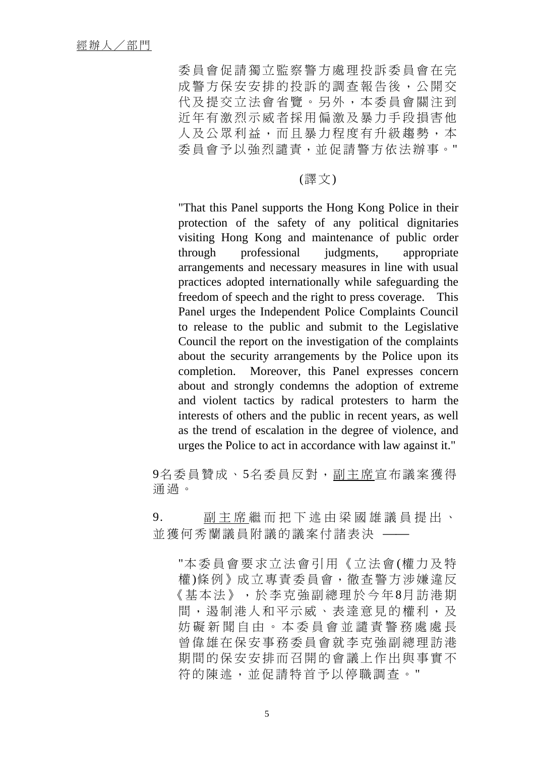委員會促請獨立監察警方處理投訴委員會在完成警方保安安排的投訴的調查報告後，公開交代及提交立法會省覽。另外，本委員會關注到近年有激烈示威者採用偏激及暴力手段損害他人及公眾利益，而且暴力程度有升級趨勢，本委員會予以強烈譴責，並促請警方依法辦事。"

(譯文)

"That this Panel supports the Hong Kong Police in their protection of the safety of any political dignitaries visiting Hong Kong and maintenance of public order through professional judgments, appropriate arrangements and necessary measures in line with usual practices adopted internationally while safeguarding the freedom of speech and the right to press coverage. This Panel urges the Independent Police Complaints Council to release to the public and submit to the Legislative Council the report on the investigation of the complaints about the security arrangements by the Police upon its completion. Moreover, this Panel expresses concern about and strongly condemns the adoption of extreme and violent tactics by radical protesters to harm the interests of others and the public in recent years, as well as the trend of escalation in the degree of violence, and urges the Police to act in accordance with law against it."

9名委員贊成、5名委員反對，副主席宣布議案獲得通過。

9. 副主席繼而把下述由梁國雄議員提出、並獲何秀蘭議員附議的議案付諸表決 ——

"本委員會要求立法會引用《立法會(權力及特權)條例》成立專責委員會，徹查警方涉嫌違反《基本法》，於李克強副總理於今年8月訪港期間，遏制港人和平示威、表達意見的權利，及妨礙新聞自由。本委員會並譴責警務處處長曾偉雄在保安事務委員會就李克強副總理訪港期間的保安安排而召開的會議上作出與事實不符的陳述，並促請特首予以停職調查。"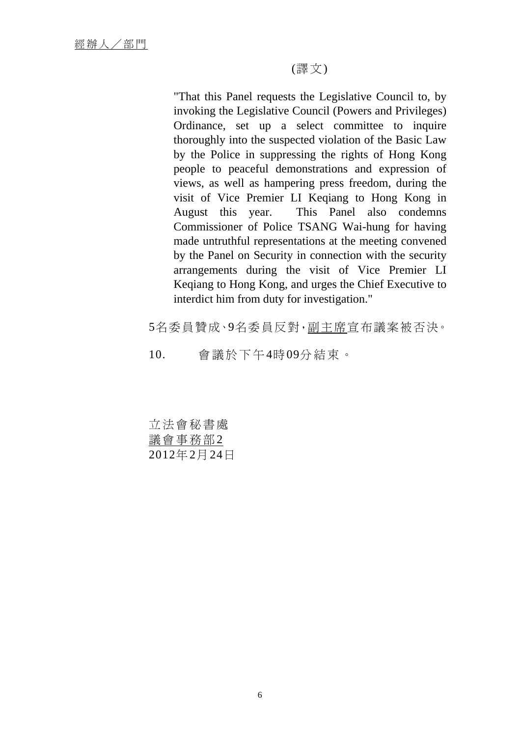<u>經辦人／部門</u>

(譯文)

"That this Panel requests the Legislative Council to, by invoking the Legislative Council (Powers and Privileges) Ordinance, set up a select committee to inquire thoroughly into the suspected violation of the Basic Law by the Police in suppressing the rights of Hong Kong people to peaceful demonstrations and expression of views, as well as hampering press freedom, during the visit of Vice Premier LI Keqiang to Hong Kong in August this year. This Panel also condemns Commissioner of Police TSANG Wai-hung for having made untruthful representations at the meeting convened by the Panel on Security in connection with the security arrangements during the visit of Vice Premier LI Keqiang to Hong Kong, and urges the Chief Executive to interdict him from duty for investigation."

5名委員贊成、9名委員反對，<u>副主席</u>宣布議案被否決。

10. 會議於下午4時09分結束。

立法會秘書處
<u>議會事務部2</u>
2012年2月24日